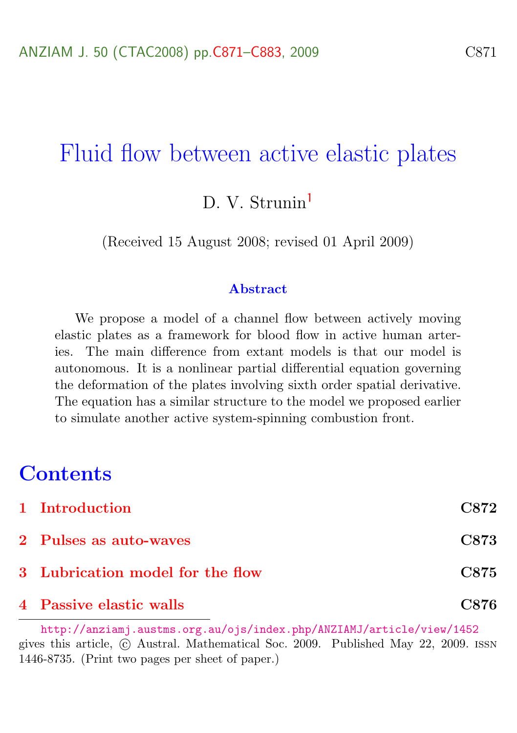# Fluid flow between active elastic plates

D. V. Strunin[1]

(Received 15 August 2008; revised 01 April 2009)

### Abstract

We propose a model of a channel flow between actively moving elastic plates as a framework for blood flow in active human arteries. The main difference from extant models is that our model is autonomous. It is a nonlinear partial differential equation governing the deformation of the plates involving sixth order spatial derivative. The equation has a similar structure to the model we proposed earlier to simulate another active system-spinning combustion front.

## Contents

| | |
|---|---|
| **1 Introduction** | **C872** |
| **2 Pulses as auto-waves** | **C873** |
| **3 Lubrication model for the flow** | **C875** |
| **4 Passive elastic walls** | **C876** |

http://anziamj.austms.org.au/ojs/index.php/ANZIAMJ/article/view/1452 gives this article, © Austral. Mathematical Soc. 2009. Published May 22, 2009. ISSN 1446-8735. (Print two pages per sheet of paper.)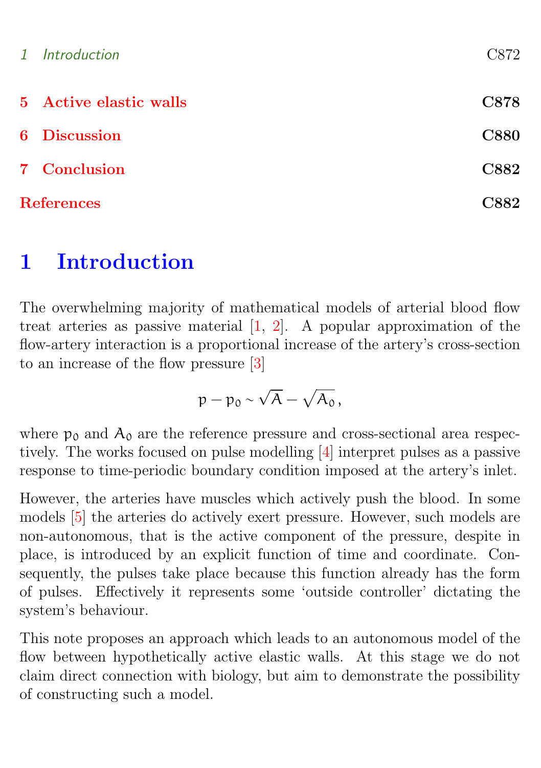| | |
|---|---|
| 1 Introduction | C872 |
| **5 Active elastic walls** | **C878** |
| **6 Discussion** | **C880** |
| **7 Conclusion** | **C882** |
| **References** | **C882** |

# 1 Introduction

The overwhelming majority of mathematical models of arterial blood flow treat arteries as passive material [1, 2]. A popular approximation of the flow-artery interaction is a proportional increase of the artery's cross-section to an increase of the flow pressure [3]

$$p - p_0 \sim \sqrt{A} - \sqrt{A_0}\,,$$

where $p_0$ and $A_0$ are the reference pressure and cross-sectional area respectively. The works focused on pulse modelling [4] interpret pulses as a passive response to time-periodic boundary condition imposed at the artery's inlet.

However, the arteries have muscles which actively push the blood. In some models [5] the arteries do actively exert pressure. However, such models are non-autonomous, that is the active component of the pressure, despite in place, is introduced by an explicit function of time and coordinate. Consequently, the pulses take place because this function already has the form of pulses. Effectively it represents some 'outside controller' dictating the system's behaviour.

This note proposes an approach which leads to an autonomous model of the flow between hypothetically active elastic walls. At this stage we do not claim direct connection with biology, but aim to demonstrate the possibility of constructing such a model.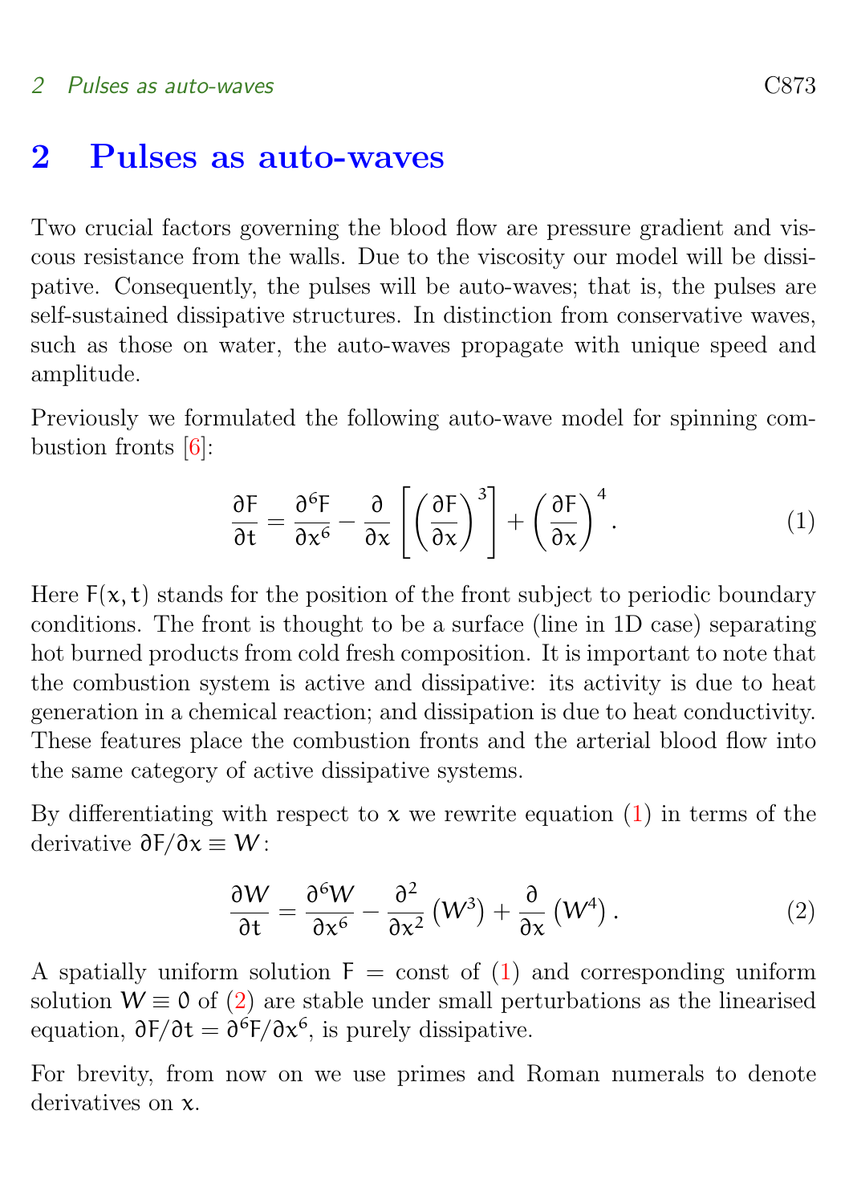## 2 Pulses as auto-waves

Two crucial factors governing the blood flow are pressure gradient and viscous resistance from the walls. Due to the viscosity our model will be dissipative. Consequently, the pulses will be auto-waves; that is, the pulses are self-sustained dissipative structures. In distinction from conservative waves, such as those on water, the auto-waves propagate with unique speed and amplitude.

Previously we formulated the following auto-wave model for spinning combustion fronts [6]:

$$\frac{\partial F}{\partial t} = \frac{\partial^6 F}{\partial x^6} - \frac{\partial}{\partial x}\left[\left(\frac{\partial F}{\partial x}\right)^3\right] + \left(\frac{\partial F}{\partial x}\right)^4. \tag{1}$$

Here $F(x,t)$ stands for the position of the front subject to periodic boundary conditions. The front is thought to be a surface (line in 1D case) separating hot burned products from cold fresh composition. It is important to note that the combustion system is active and dissipative: its activity is due to heat generation in a chemical reaction; and dissipation is due to heat conductivity. These features place the combustion fronts and the arterial blood flow into the same category of active dissipative systems.

By differentiating with respect to $x$ we rewrite equation (1) in terms of the derivative $\partial F/\partial x \equiv W$:

$$\frac{\partial W}{\partial t} = \frac{\partial^6 W}{\partial x^6} - \frac{\partial^2}{\partial x^2}\left(W^3\right) + \frac{\partial}{\partial x}\left(W^4\right). \tag{2}$$

A spatially uniform solution $F = \text{const}$ of (1) and corresponding uniform solution $W \equiv 0$ of (2) are stable under small perturbations as the linearised equation, $\partial F/\partial t = \partial^6 F/\partial x^6$, is purely dissipative.

For brevity, from now on we use primes and Roman numerals to denote derivatives on $x$.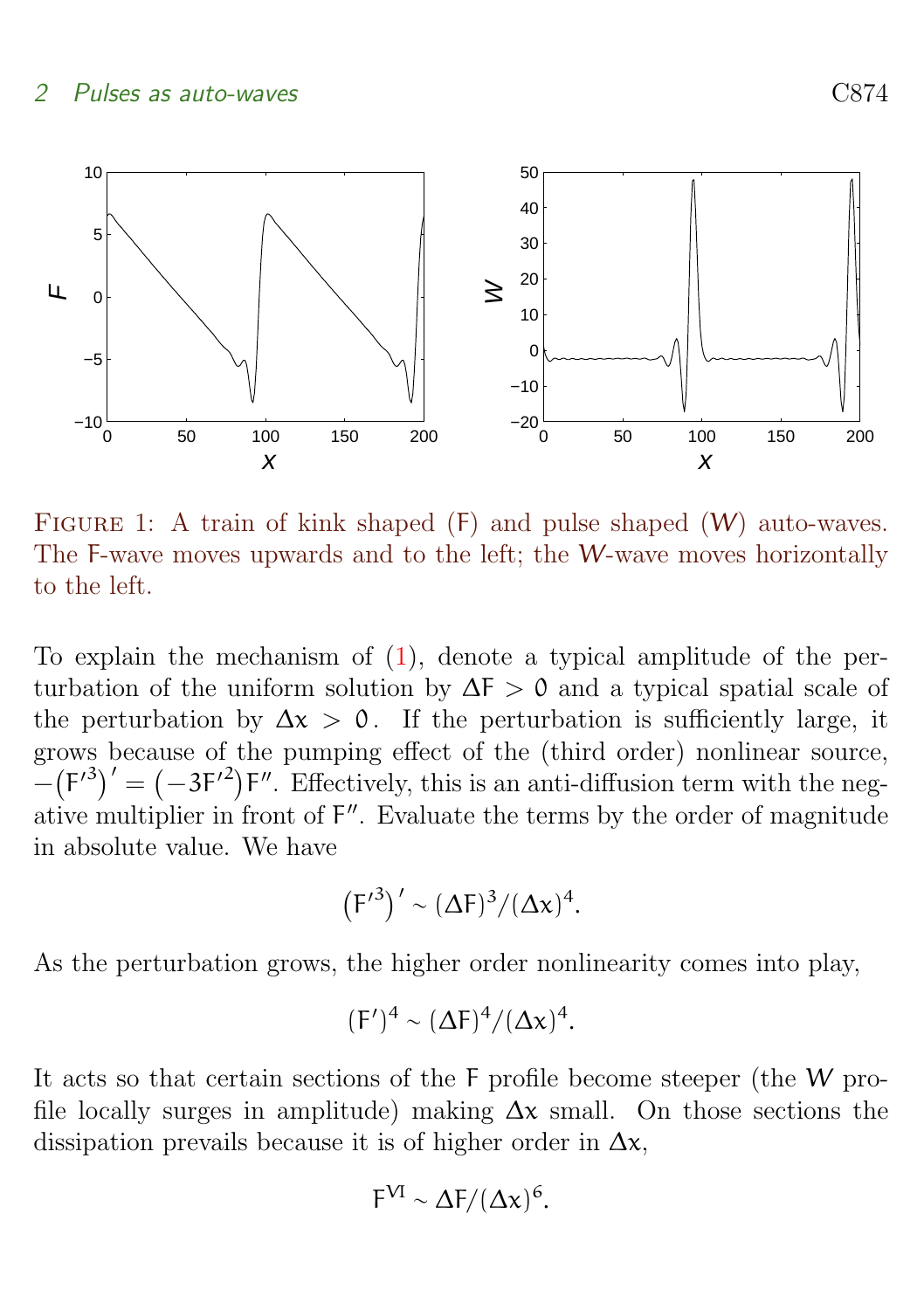FIGURE 1: A train of kink shaped (F) and pulse shaped ($W$) auto-waves. The F-wave moves upwards and to the left; the $W$-wave moves horizontally to the left.

To explain the mechanism of (1), denote a typical amplitude of the perturbation of the uniform solution by $\Delta F > 0$ and a typical spatial scale of the perturbation by $\Delta x > 0$. If the perturbation is sufficiently large, it grows because of the pumping effect of the (third order) nonlinear source, $-\left(F'^3\right)' = \left(-3F'^2\right)F''$. Effectively, this is an anti-diffusion term with the negative multiplier in front of $F''$. Evaluate the terms by the order of magnitude in absolute value. We have

$$\left(F'^3\right)' \sim (\Delta F)^3/(\Delta x)^4.$$

As the perturbation grows, the higher order nonlinearity comes into play,

$$(F')^4 \sim (\Delta F)^4/(\Delta x)^4.$$

It acts so that certain sections of the F profile become steeper (the $W$ profile locally surges in amplitude) making $\Delta x$ small. On those sections the dissipation prevails because it is of higher order in $\Delta x$,

$$F^{VI} \sim \Delta F/(\Delta x)^6.$$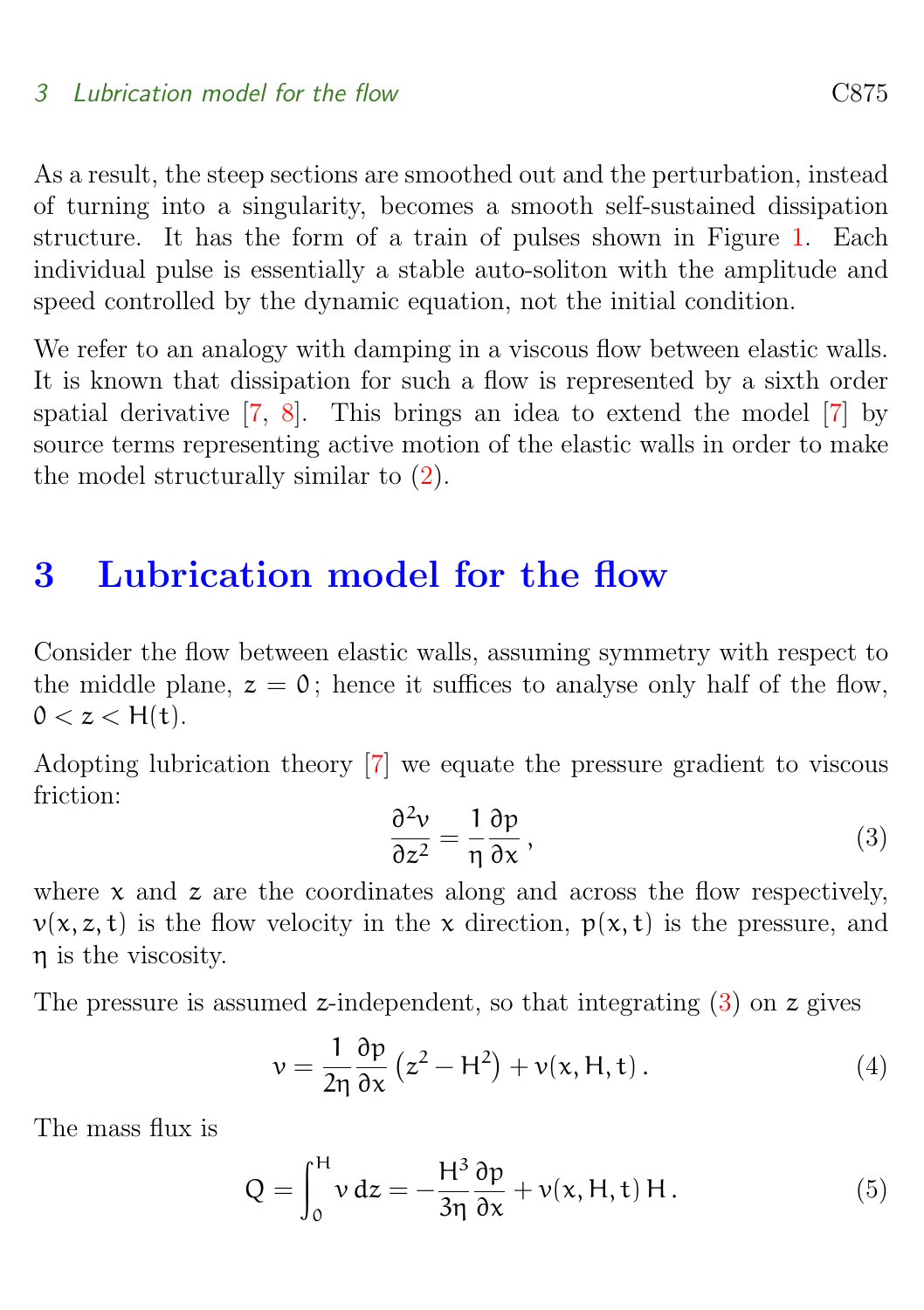As a result, the steep sections are smoothed out and the perturbation, instead of turning into a singularity, becomes a smooth self-sustained dissipation structure. It has the form of a train of pulses shown in Figure 1. Each individual pulse is essentially a stable auto-soliton with the amplitude and speed controlled by the dynamic equation, not the initial condition.

We refer to an analogy with damping in a viscous flow between elastic walls. It is known that dissipation for such a flow is represented by a sixth order spatial derivative [7, 8]. This brings an idea to extend the model [7] by source terms representing active motion of the elastic walls in order to make the model structurally similar to (2).

# 3 Lubrication model for the flow

Consider the flow between elastic walls, assuming symmetry with respect to the middle plane, $z = 0$; hence it suffices to analyse only half of the flow, $0 < z < H(t)$.

Adopting lubrication theory [7] we equate the pressure gradient to viscous friction:

$$\frac{\partial^2 v}{\partial z^2} = \frac{1}{\eta}\frac{\partial p}{\partial x}\,, \tag{3}$$

where $x$ and $z$ are the coordinates along and across the flow respectively, $v(x, z, t)$ is the flow velocity in the $x$ direction, $p(x, t)$ is the pressure, and $\eta$ is the viscosity.

The pressure is assumed $z$-independent, so that integrating (3) on $z$ gives

$$v = \frac{1}{2\eta}\frac{\partial p}{\partial x}\left(z^2 - H^2\right) + v(x, H, t)\,. \tag{4}$$

The mass flux is

$$Q = \int_0^H v\,dz = -\frac{H^3}{3\eta}\frac{\partial p}{\partial x} + v(x, H, t)\,H\,. \tag{5}$$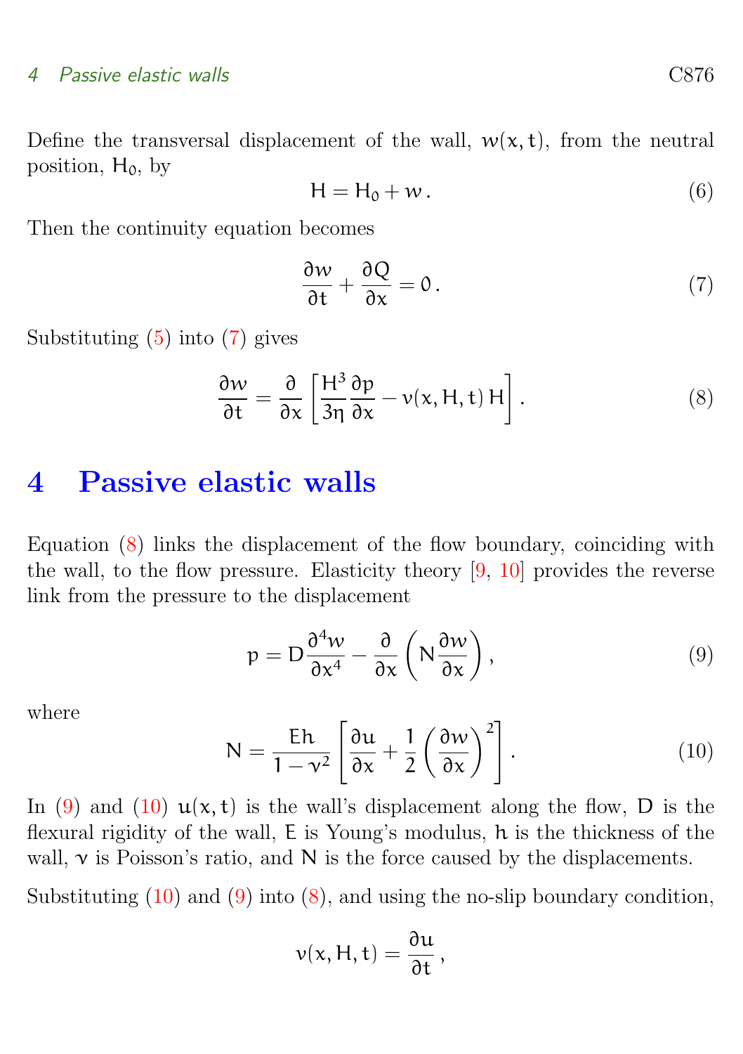Define the transversal displacement of the wall, $w(x,t)$, from the neutral position, $H_0$, by

$$H = H_0 + w\,. \tag{6}$$

Then the continuity equation becomes

$$\frac{\partial w}{\partial t} + \frac{\partial Q}{\partial x} = 0\,. \tag{7}$$

Substituting (5) into (7) gives

$$\frac{\partial w}{\partial t} = \frac{\partial}{\partial x}\left[\frac{H^3}{3\eta}\frac{\partial p}{\partial x} - v(x,H,t)\,H\right]. \tag{8}$$

# 4 Passive elastic walls

Equation (8) links the displacement of the flow boundary, coinciding with the wall, to the flow pressure. Elasticity theory [9, 10] provides the reverse link from the pressure to the displacement

$$p = D\frac{\partial^4 w}{\partial x^4} - \frac{\partial}{\partial x}\left(N\frac{\partial w}{\partial x}\right), \tag{9}$$

where

$$N = \frac{Eh}{1-\nu^2}\left[\frac{\partial u}{\partial x} + \frac{1}{2}\left(\frac{\partial w}{\partial x}\right)^2\right]. \tag{10}$$

In (9) and (10) $u(x,t)$ is the wall's displacement along the flow, $D$ is the flexural rigidity of the wall, $E$ is Young's modulus, $h$ is the thickness of the wall, $\nu$ is Poisson's ratio, and $N$ is the force caused by the displacements.

Substituting (10) and (9) into (8), and using the no-slip boundary condition,

$$v(x,H,t) = \frac{\partial u}{\partial t}\,,$$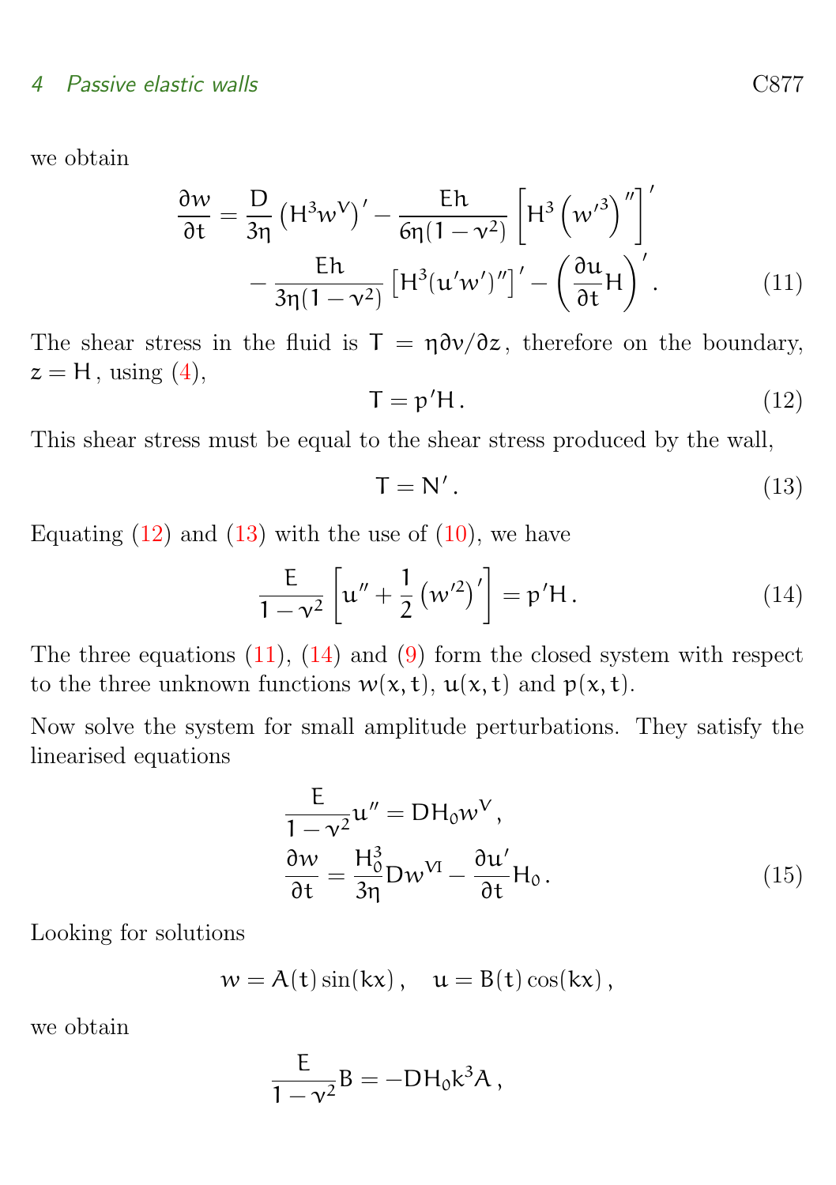we obtain

$$\frac{\partial w}{\partial t} = \frac{D}{3\eta}\left(H^3 w^{V}\right)' - \frac{Eh}{6\eta(1-\nu^2)}\left[H^3\left({w'}^3\right)''\right]' - \frac{Eh}{3\eta(1-\nu^2)}\left[H^3(u'w')''\right]' - \left(\frac{\partial u}{\partial t}H\right)'. \tag{11}$$

The shear stress in the fluid is $T = \eta\partial v/\partial z$, therefore on the boundary, $z = H$, using (4),

$$T = p'H. \tag{12}$$

This shear stress must be equal to the shear stress produced by the wall,

$$T = N'. \tag{13}$$

Equating (12) and (13) with the use of (10), we have

$$\frac{E}{1-\nu^2}\left[u'' + \frac{1}{2}\left({w'}^2\right)'\right] = p'H. \tag{14}$$

The three equations (11), (14) and (9) form the closed system with respect to the three unknown functions $w(x,t)$, $u(x,t)$ and $p(x,t)$.

Now solve the system for small amplitude perturbations. They satisfy the linearised equations

$$\begin{aligned} \frac{E}{1-\nu^2}u'' &= DH_0 w^{V}, \\ \frac{\partial w}{\partial t} &= \frac{H_0^3}{3\eta}Dw^{VI} - \frac{\partial u'}{\partial t}H_0. \end{aligned} \tag{15}$$

Looking for solutions

$$w = A(t)\sin(kx), \quad u = B(t)\cos(kx),$$

we obtain

$$\frac{E}{1-\nu^2}B = -DH_0k^3A,$$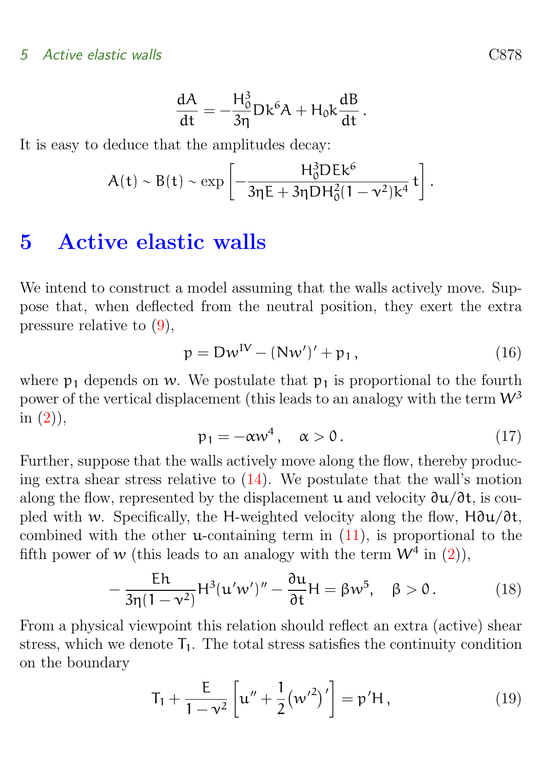$$\frac{dA}{dt} = -\frac{H_0^3}{3\eta} Dk^6 A + H_0 k \frac{dB}{dt} \,.$$

It is easy to deduce that the amplitudes decay:

$$A(t) \sim B(t) \sim \exp\left[-\frac{H_0^3 DEk^6}{3\eta E + 3\eta D H_0^2 (1-\nu^2) k^4}\, t\right].$$

# 5 Active elastic walls

We intend to construct a model assuming that the walls actively move. Suppose that, when deflected from the neutral position, they exert the extra pressure relative to (9),

$$p = Dw^{IV} - (Nw')' + p_1 \,, \tag{16}$$

where $p_1$ depends on $w$. We postulate that $p_1$ is proportional to the fourth power of the vertical displacement (this leads to an analogy with the term $W^3$ in (2)),

$$p_1 = -\alpha w^4 \,, \quad \alpha > 0 \,. \tag{17}$$

Further, suppose that the walls actively move along the flow, thereby producing extra shear stress relative to (14). We postulate that the wall's motion along the flow, represented by the displacement $u$ and velocity $\partial u/\partial t$, is coupled with $w$. Specifically, the $H$-weighted velocity along the flow, $H\partial u/\partial t$, combined with the other $u$-containing term in (11), is proportional to the fifth power of $w$ (this leads to an analogy with the term $W^4$ in (2)),

$$-\frac{Eh}{3\eta(1-\nu^2)} H^3 (u'w')'' - \frac{\partial u}{\partial t} H = \beta w^5 \,, \quad \beta > 0 \,. \tag{18}$$

From a physical viewpoint this relation should reflect an extra (active) shear stress, which we denote $T_1$. The total stress satisfies the continuity condition on the boundary

$$T_1 + \frac{E}{1-\nu^2}\left[u'' + \frac{1}{2}\left(w'^2\right)'\right] = p' H \,, \tag{19}$$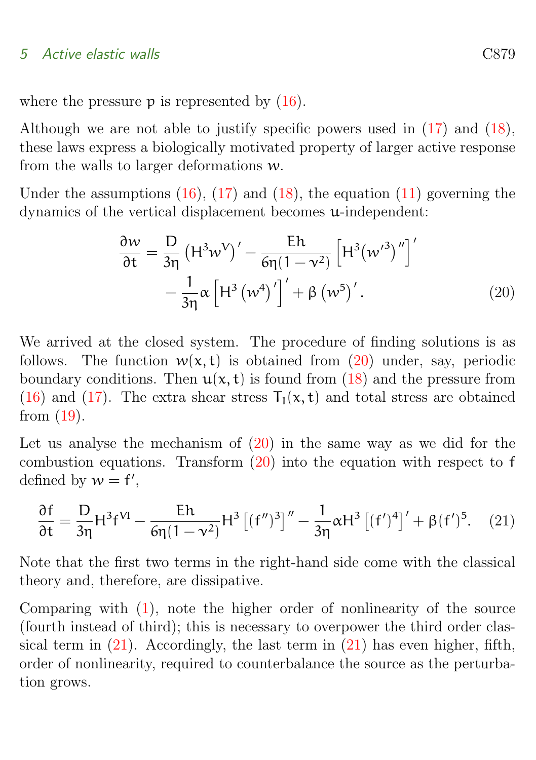where the pressure $p$ is represented by (16).

Although we are not able to justify specific powers used in (17) and (18), these laws express a biologically motivated property of larger active response from the walls to larger deformations $w$.

Under the assumptions (16), (17) and (18), the equation (11) governing the dynamics of the vertical displacement becomes $u$-independent:

$$\frac{\partial w}{\partial t} = \frac{D}{3\eta}\left(H^3 w^V\right)' - \frac{Eh}{6\eta(1-\nu^2)}\left[H^3\left(w'^3\right)''\right]' - \frac{1}{3\eta}\alpha\left[H^3\left(w^4\right)'\right]' + \beta\left(w^5\right)'. \qquad (20)$$

We arrived at the closed system. The procedure of finding solutions is as follows. The function $w(x,t)$ is obtained from (20) under, say, periodic boundary conditions. Then $u(x,t)$ is found from (18) and the pressure from (16) and (17). The extra shear stress $T_1(x,t)$ and total stress are obtained from (19).

Let us analyse the mechanism of (20) in the same way as we did for the combustion equations. Transform (20) into the equation with respect to $f$ defined by $w = f'$,

$$\frac{\partial f}{\partial t} = \frac{D}{3\eta}H^3 f^{VI} - \frac{Eh}{6\eta(1-\nu^2)}H^3\left[(f'')^3\right]'' - \frac{1}{3\eta}\alpha H^3\left[(f')^4\right]' + \beta(f')^5. \qquad (21)$$

Note that the first two terms in the right-hand side come with the classical theory and, therefore, are dissipative.

Comparing with (1), note the higher order of nonlinearity of the source (fourth instead of third); this is necessary to overpower the third order classical term in (21). Accordingly, the last term in (21) has even higher, fifth, order of nonlinearity, required to counterbalance the source as the perturbation grows.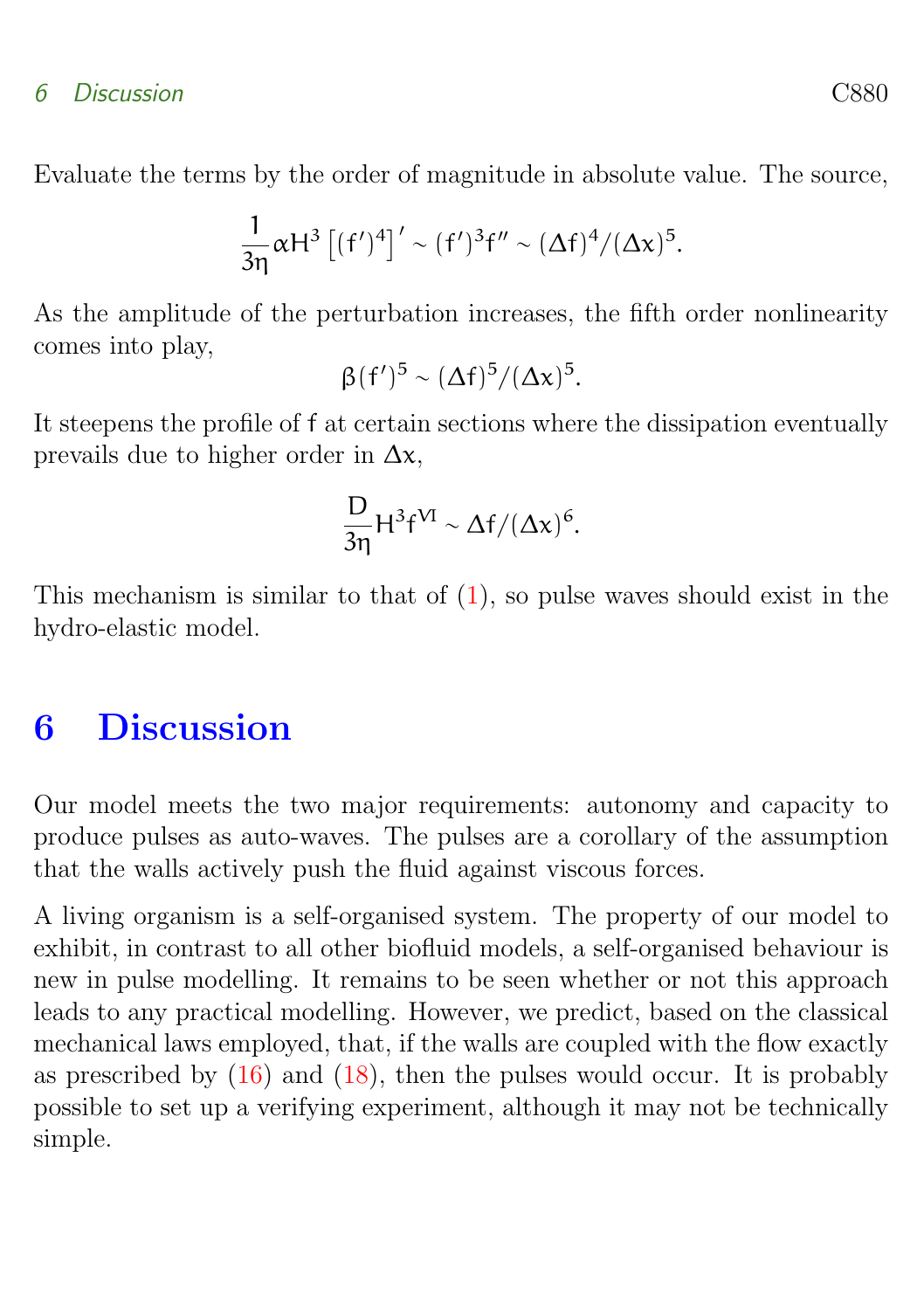Evaluate the terms by the order of magnitude in absolute value. The source,

$$\frac{1}{3\eta}\alpha H^3\left[(f')^4\right]' \sim (f')^3 f'' \sim (\Delta f)^4/(\Delta x)^5.$$

As the amplitude of the perturbation increases, the fifth order nonlinearity comes into play,

$$\beta (f')^5 \sim (\Delta f)^5/(\Delta x)^5.$$

It steepens the profile of $f$ at certain sections where the dissipation eventually prevails due to higher order in $\Delta x$,

$$\frac{D}{3\eta}H^3 f^{VI} \sim \Delta f/(\Delta x)^6.$$

This mechanism is similar to that of (1), so pulse waves should exist in the hydro-elastic model.

# 6 Discussion

Our model meets the two major requirements: autonomy and capacity to produce pulses as auto-waves. The pulses are a corollary of the assumption that the walls actively push the fluid against viscous forces.

A living organism is a self-organised system. The property of our model to exhibit, in contrast to all other biofluid models, a self-organised behaviour is new in pulse modelling. It remains to be seen whether or not this approach leads to any practical modelling. However, we predict, based on the classical mechanical laws employed, that, if the walls are coupled with the flow exactly as prescribed by (16) and (18), then the pulses would occur. It is probably possible to set up a verifying experiment, although it may not be technically simple.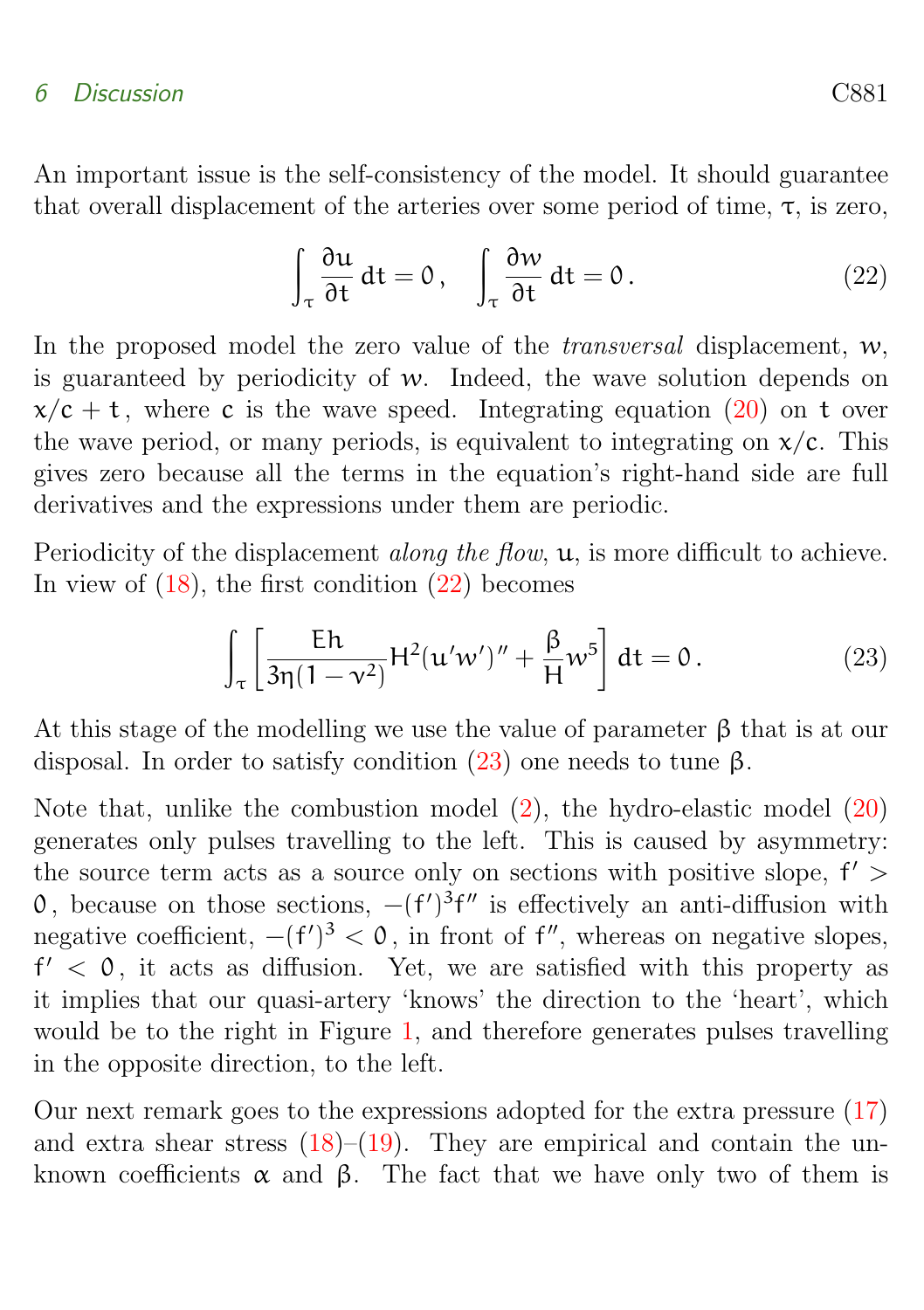An important issue is the self-consistency of the model. It should guarantee that overall displacement of the arteries over some period of time, $\tau$, is zero,

$$\int_\tau \frac{\partial u}{\partial t}\,dt = 0\,, \quad \int_\tau \frac{\partial w}{\partial t}\,dt = 0\,. \tag{22}$$

In the proposed model the zero value of the *transversal* displacement, $w$, is guaranteed by periodicity of $w$. Indeed, the wave solution depends on $x/c + t$, where $c$ is the wave speed. Integrating equation (20) on $t$ over the wave period, or many periods, is equivalent to integrating on $x/c$. This gives zero because all the terms in the equation's right-hand side are full derivatives and the expressions under them are periodic.

Periodicity of the displacement *along the flow*, $u$, is more difficult to achieve. In view of (18), the first condition (22) becomes

$$\int_\tau \left[\frac{Eh}{3\eta(1-\nu^2)}H^2(u'w')'' + \frac{\beta}{H}w^5\right]dt = 0\,. \tag{23}$$

At this stage of the modelling we use the value of parameter $\beta$ that is at our disposal. In order to satisfy condition (23) one needs to tune $\beta$.

Note that, unlike the combustion model (2), the hydro-elastic model (20) generates only pulses travelling to the left. This is caused by asymmetry: the source term acts as a source only on sections with positive slope, $f' > 0$, because on those sections, $-(f')^3 f''$ is effectively an anti-diffusion with negative coefficient, $-(f')^3 < 0$, in front of $f''$, whereas on negative slopes, $f' < 0$, it acts as diffusion. Yet, we are satisfied with this property as it implies that our quasi-artery 'knows' the direction to the 'heart', which would be to the right in Figure 1, and therefore generates pulses travelling in the opposite direction, to the left.

Our next remark goes to the expressions adopted for the extra pressure (17) and extra shear stress (18)–(19). They are empirical and contain the unknown coefficients $\alpha$ and $\beta$. The fact that we have only two of them is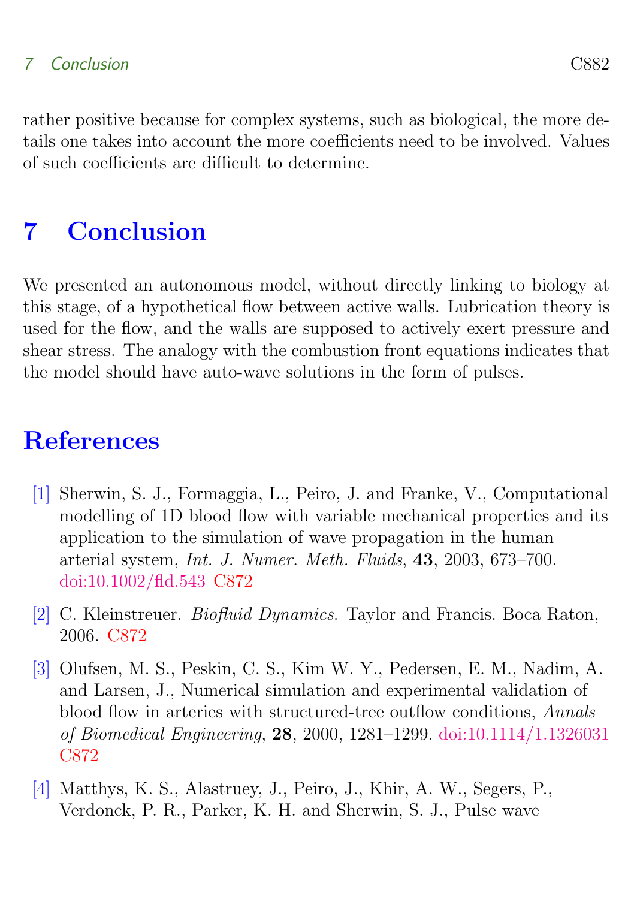rather positive because for complex systems, such as biological, the more details one takes into account the more coefficients need to be involved. Values of such coefficients are difficult to determine.

# 7 Conclusion

We presented an autonomous model, without directly linking to biology at this stage, of a hypothetical flow between active walls. Lubrication theory is used for the flow, and the walls are supposed to actively exert pressure and shear stress. The analogy with the combustion front equations indicates that the model should have auto-wave solutions in the form of pulses.

# References

[1] Sherwin, S. J., Formaggia, L., Peiro, J. and Franke, V., Computational modelling of 1D blood flow with variable mechanical properties and its application to the simulation of wave propagation in the human arterial system, *Int. J. Numer. Meth. Fluids*, **43**, 2003, 673–700. doi:10.1002/fld.543 C872

[2] C. Kleinstreuer. *Biofluid Dynamics*. Taylor and Francis. Boca Raton, 2006. C872

[3] Olufsen, M. S., Peskin, C. S., Kim W. Y., Pedersen, E. M., Nadim, A. and Larsen, J., Numerical simulation and experimental validation of blood flow in arteries with structured-tree outflow conditions, *Annals of Biomedical Engineering*, **28**, 2000, 1281–1299. doi:10.1114/1.1326031 C872

[4] Matthys, K. S., Alastruey, J., Peiro, J., Khir, A. W., Segers, P., Verdonck, P. R., Parker, K. H. and Sherwin, S. J., Pulse wave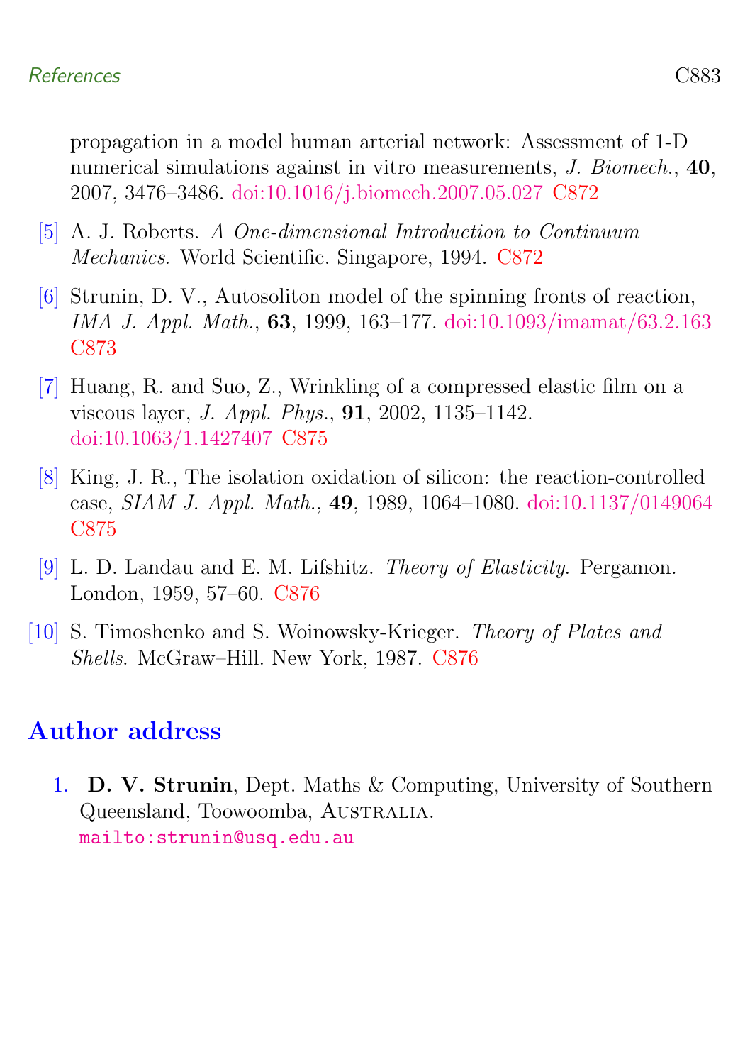propagation in a model human arterial network: Assessment of 1-D numerical simulations against in vitro measurements, *J. Biomech.*, **40**, 2007, 3476–3486. doi:10.1016/j.biomech.2007.05.027 C872

[5] A. J. Roberts. *A One-dimensional Introduction to Continuum Mechanics*. World Scientific. Singapore, 1994. C872

[6] Strunin, D. V., Autosoliton model of the spinning fronts of reaction, *IMA J. Appl. Math.*, **63**, 1999, 163–177. doi:10.1093/imamat/63.2.163 C873

[7] Huang, R. and Suo, Z., Wrinkling of a compressed elastic film on a viscous layer, *J. Appl. Phys.*, **91**, 2002, 1135–1142. doi:10.1063/1.1427407 C875

[8] King, J. R., The isolation oxidation of silicon: the reaction-controlled case, *SIAM J. Appl. Math.*, **49**, 1989, 1064–1080. doi:10.1137/0149064 C875

[9] L. D. Landau and E. M. Lifshitz. *Theory of Elasticity*. Pergamon. London, 1959, 57–60. C876

[10] S. Timoshenko and S. Woinowsky-Krieger. *Theory of Plates and Shells*. McGraw–Hill. New York, 1987. C876

## Author address

1. **D. V. Strunin**, Dept. Maths & Computing, University of Southern Queensland, Toowoomba, Australia.
   mailto:strunin@usq.edu.au